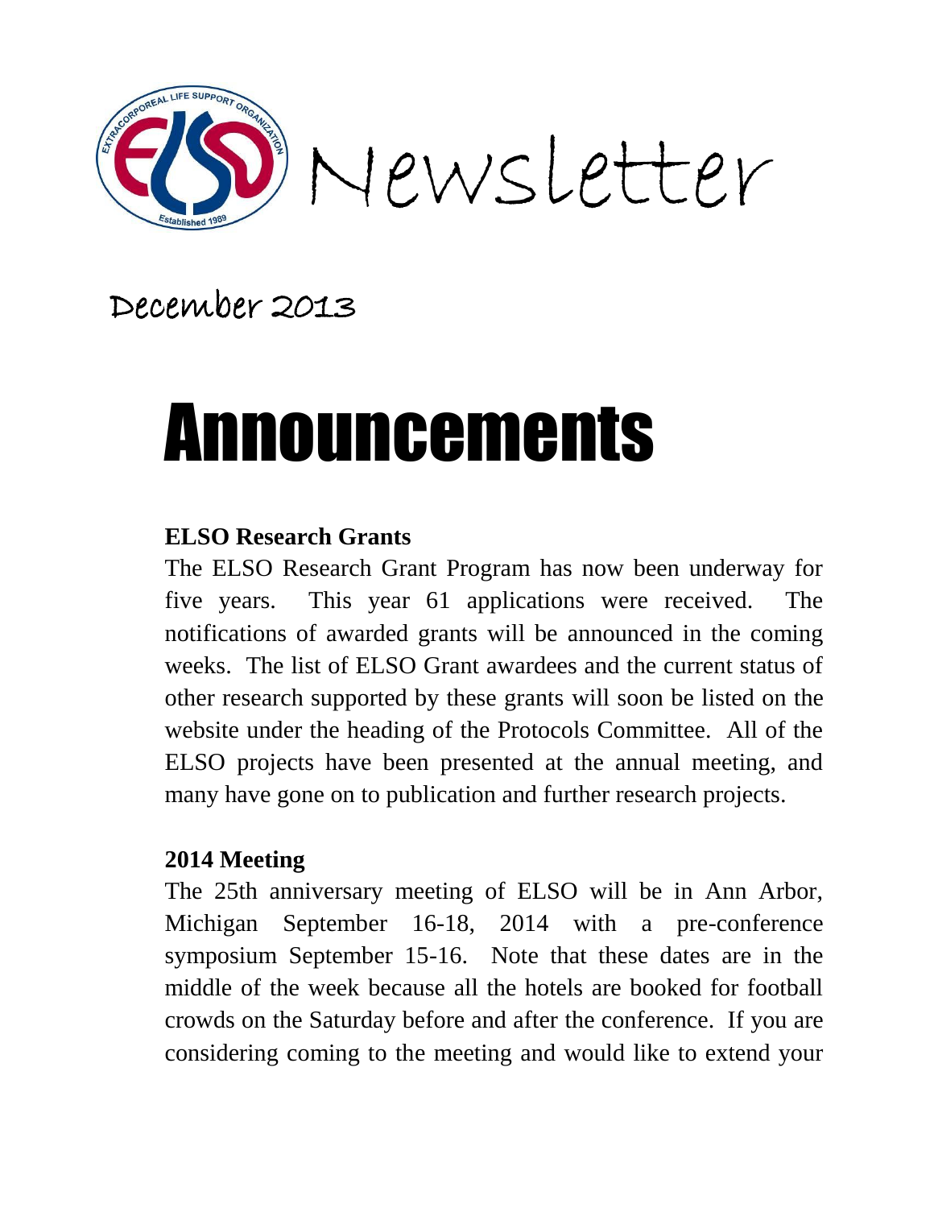# Newsletter

December 2013

# Announcements

## ELSO Research Grants

The ELSO Research Grant Program has now been underway for five years. This year 61 applications were received. The notifications of awarded grants will be announced in the coming weeks. The list of ELSO Grant awardees and the current status of other research supported by these grants will soon be listed on the website under the heading of the Protocols Committee. All of the ELSO projects have been presented at the annual meeting, and many have gone on to publication and further research projects.

## 2014 Meeting

The 25th anniversary meeting of ELSO will be in Ann Arbor, Michigan September 16-18, 2014 with a pre-conference symposium September 15-16. Note that these dates are in the middle of the week because all the hotels are booked for football crowds on the Saturday before and after the conference. If you are considering coming to the meeting and would like to extend your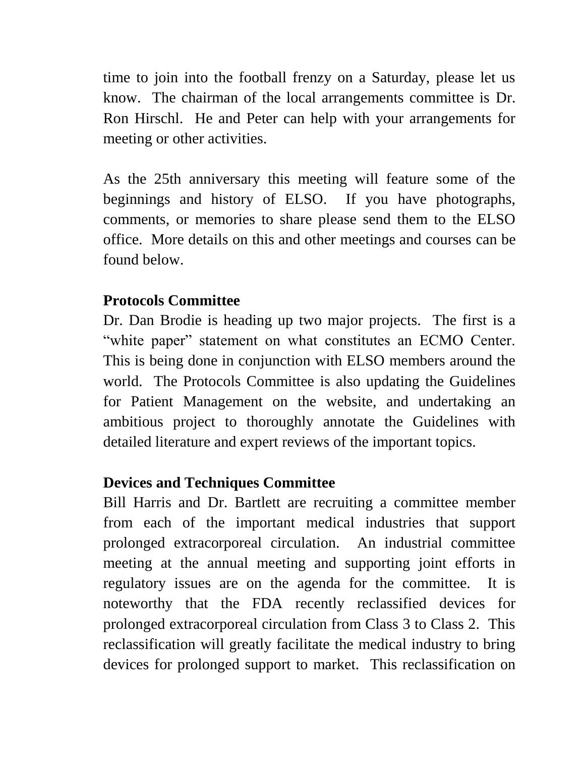time to join into the football frenzy on a Saturday, please let us know. The chairman of the local arrangements committee is Dr. Ron Hirschl. He and Peter can help with your arrangements for meeting or other activities.

As the 25th anniversary this meeting will feature some of the beginnings and history of ELSO. If you have photographs, comments, or memories to share please send them to the ELSO office. More details on this and other meetings and courses can be found below.

**Protocols Committee**

Dr. Dan Brodie is heading up two major projects. The first is a "white paper" statement on what constitutes an ECMO Center. This is being done in conjunction with ELSO members around the world. The Protocols Committee is also updating the Guidelines for Patient Management on the website, and undertaking an ambitious project to thoroughly annotate the Guidelines with detailed literature and expert reviews of the important topics.

**Devices and Techniques Committee**

Bill Harris and Dr. Bartlett are recruiting a committee member from each of the important medical industries that support prolonged extracorporeal circulation. An industrial committee meeting at the annual meeting and supporting joint efforts in regulatory issues are on the agenda for the committee. It is noteworthy that the FDA recently reclassified devices for prolonged extracorporeal circulation from Class 3 to Class 2. This reclassification will greatly facilitate the medical industry to bring devices for prolonged support to market. This reclassification on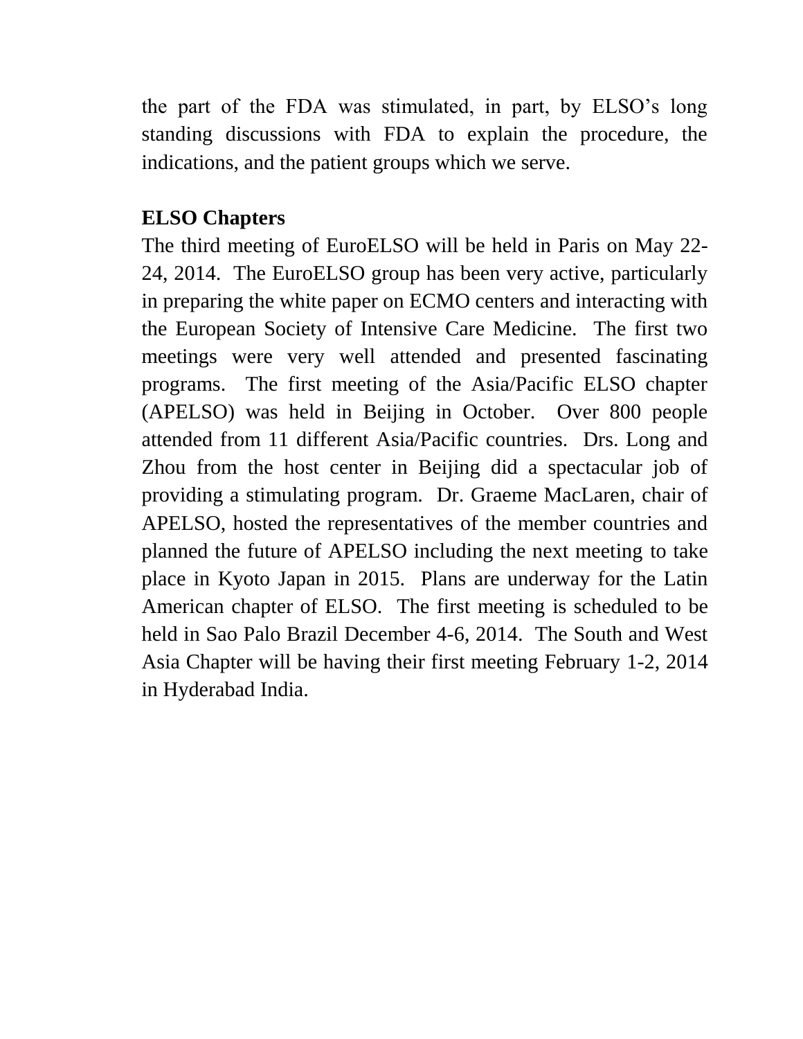the part of the FDA was stimulated, in part, by ELSO's long standing discussions with FDA to explain the procedure, the indications, and the patient groups which we serve.

**ELSO Chapters**

The third meeting of EuroELSO will be held in Paris on May 22-24, 2014. The EuroELSO group has been very active, particularly in preparing the white paper on ECMO centers and interacting with the European Society of Intensive Care Medicine. The first two meetings were very well attended and presented fascinating programs. The first meeting of the Asia/Pacific ELSO chapter (APELSO) was held in Beijing in October. Over 800 people attended from 11 different Asia/Pacific countries. Drs. Long and Zhou from the host center in Beijing did a spectacular job of providing a stimulating program. Dr. Graeme MacLaren, chair of APELSO, hosted the representatives of the member countries and planned the future of APELSO including the next meeting to take place in Kyoto Japan in 2015. Plans are underway for the Latin American chapter of ELSO. The first meeting is scheduled to be held in Sao Palo Brazil December 4-6, 2014. The South and West Asia Chapter will be having their first meeting February 1-2, 2014 in Hyderabad India.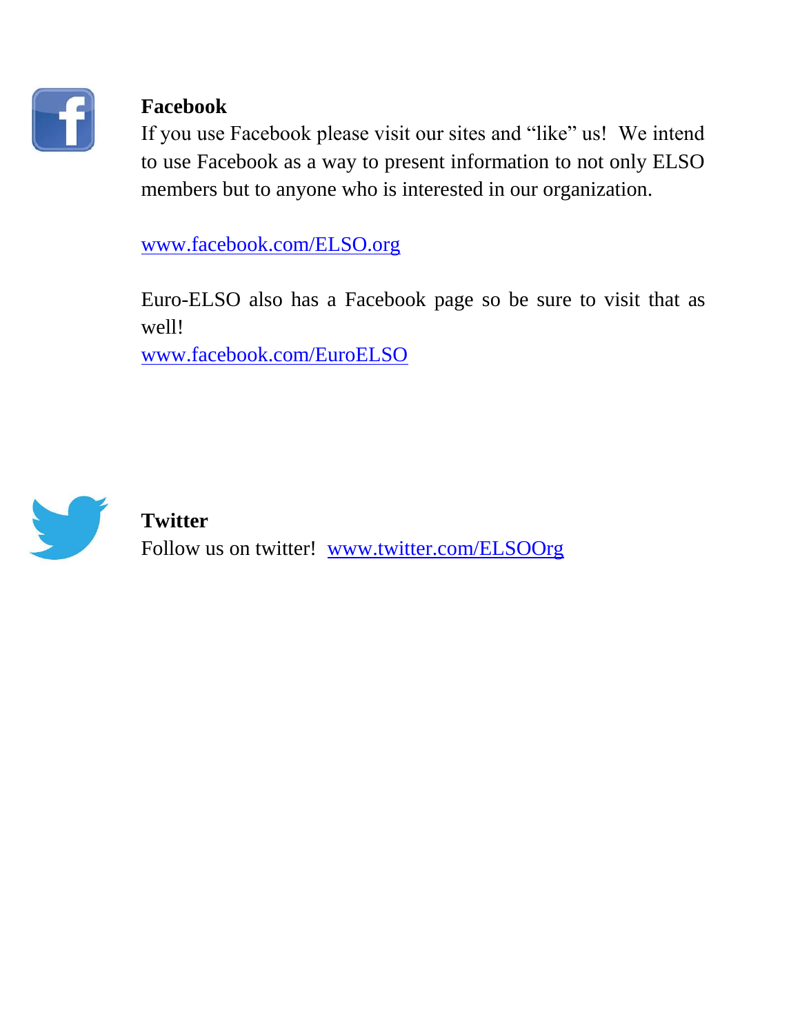**Facebook**

If you use Facebook please visit our sites and "like" us! We intend to use Facebook as a way to present information to not only ELSO members but to anyone who is interested in our organization.

www.facebook.com/ELSO.org

Euro-ELSO also has a Facebook page so be sure to visit that as well!

www.facebook.com/EuroELSO

**Twitter**

Follow us on twitter! www.twitter.com/ELSOOrg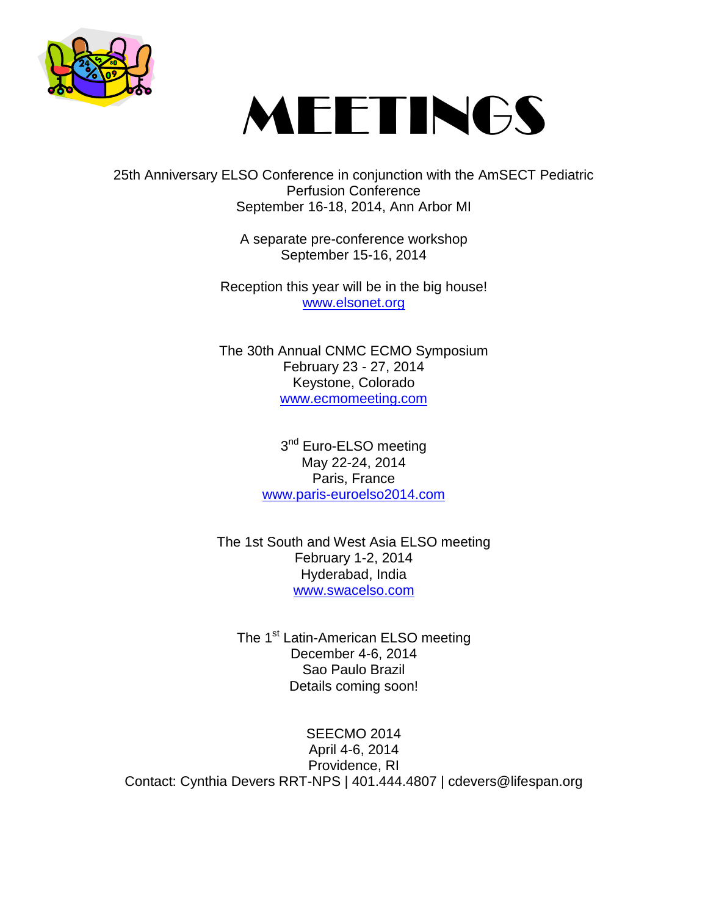# MEETINGS

25th Anniversary ELSO Conference in conjunction with the AmSECT Pediatric Perfusion Conference
September 16-18, 2014, Ann Arbor MI

A separate pre-conference workshop
September 15-16, 2014

Reception this year will be in the big house!
www.elsonet.org

The 30th Annual CNMC ECMO Symposium
February 23 - 27, 2014
Keystone, Colorado
www.ecmomeeting.com

3rd Euro-ELSO meeting
May 22-24, 2014
Paris, France
www.paris-euroelso2014.com

The 1st South and West Asia ELSO meeting
February 1-2, 2014
Hyderabad, India
www.swacelso.com

The 1st Latin-American ELSO meeting
December 4-6, 2014
Sao Paulo Brazil
Details coming soon!

SEECMO 2014
April 4-6, 2014
Providence, RI
Contact: Cynthia Devers RRT-NPS | 401.444.4807 | cdevers@lifespan.org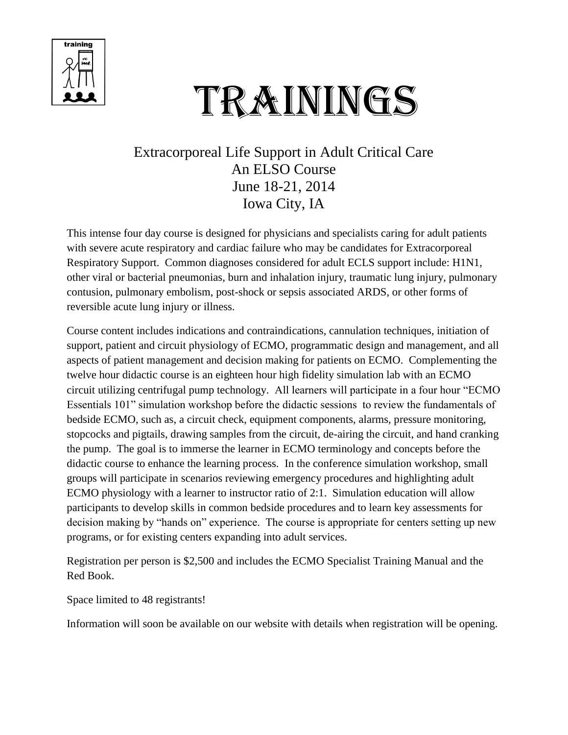# TRAININGS

## Extracorporeal Life Support in Adult Critical Care
## An ELSO Course
## June 18-21, 2014
## Iowa City, IA

This intense four day course is designed for physicians and specialists caring for adult patients with severe acute respiratory and cardiac failure who may be candidates for Extracorporeal Respiratory Support. Common diagnoses considered for adult ECLS support include: H1N1, other viral or bacterial pneumonias, burn and inhalation injury, traumatic lung injury, pulmonary contusion, pulmonary embolism, post-shock or sepsis associated ARDS, or other forms of reversible acute lung injury or illness.

Course content includes indications and contraindications, cannulation techniques, initiation of support, patient and circuit physiology of ECMO, programmatic design and management, and all aspects of patient management and decision making for patients on ECMO. Complementing the twelve hour didactic course is an eighteen hour high fidelity simulation lab with an ECMO circuit utilizing centrifugal pump technology. All learners will participate in a four hour "ECMO Essentials 101" simulation workshop before the didactic sessions to review the fundamentals of bedside ECMO, such as, a circuit check, equipment components, alarms, pressure monitoring, stopcocks and pigtails, drawing samples from the circuit, de-airing the circuit, and hand cranking the pump. The goal is to immerse the learner in ECMO terminology and concepts before the didactic course to enhance the learning process. In the conference simulation workshop, small groups will participate in scenarios reviewing emergency procedures and highlighting adult ECMO physiology with a learner to instructor ratio of 2:1. Simulation education will allow participants to develop skills in common bedside procedures and to learn key assessments for decision making by "hands on" experience. The course is appropriate for centers setting up new programs, or for existing centers expanding into adult services.

Registration per person is $2,500 and includes the ECMO Specialist Training Manual and the Red Book.

Space limited to 48 registrants!

Information will soon be available on our website with details when registration will be opening.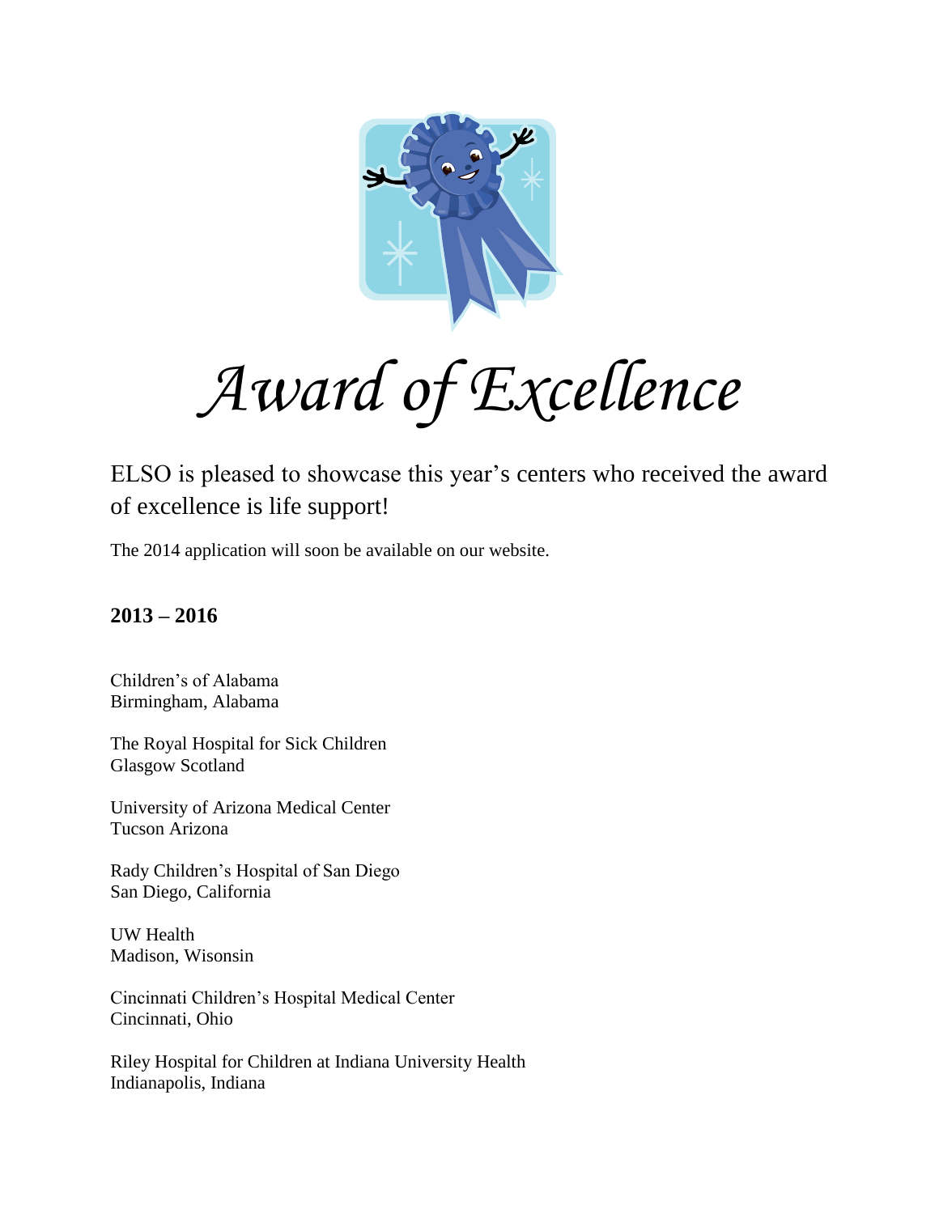# *Award of Excellence*

ELSO is pleased to showcase this year's centers who received the award of excellence is life support!

The 2014 application will soon be available on our website.

**2013 – 2016**

Children's of Alabama
Birmingham, Alabama

The Royal Hospital for Sick Children
Glasgow Scotland

University of Arizona Medical Center
Tucson Arizona

Rady Children's Hospital of San Diego
San Diego, California

UW Health
Madison, Wisonsin

Cincinnati Children's Hospital Medical Center
Cincinnati, Ohio

Riley Hospital for Children at Indiana University Health
Indianapolis, Indiana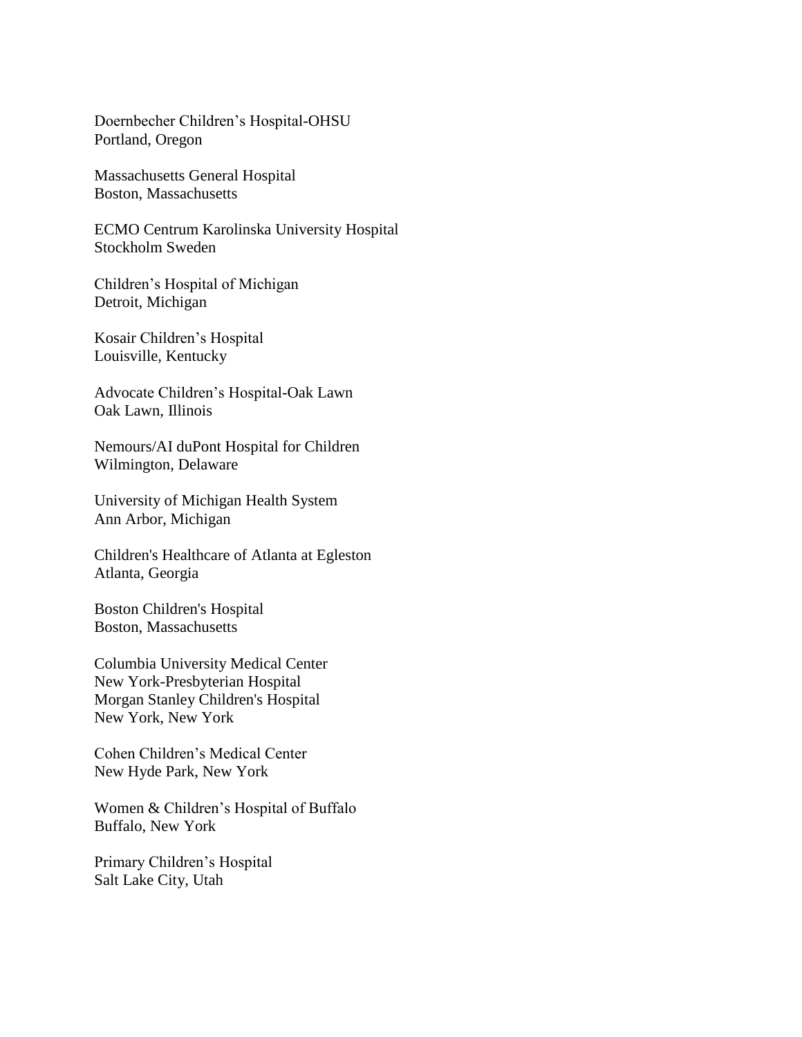Doernbecher Children's Hospital-OHSU
Portland, Oregon

Massachusetts General Hospital
Boston, Massachusetts

ECMO Centrum Karolinska University Hospital
Stockholm Sweden

Children's Hospital of Michigan
Detroit, Michigan

Kosair Children's Hospital
Louisville, Kentucky

Advocate Children's Hospital-Oak Lawn
Oak Lawn, Illinois

Nemours/AI duPont Hospital for Children
Wilmington, Delaware

University of Michigan Health System
Ann Arbor, Michigan

Children's Healthcare of Atlanta at Egleston
Atlanta, Georgia

Boston Children's Hospital
Boston, Massachusetts

Columbia University Medical Center
New York-Presbyterian Hospital
Morgan Stanley Children's Hospital
New York, New York

Cohen Children's Medical Center
New Hyde Park, New York

Women & Children's Hospital of Buffalo
Buffalo, New York

Primary Children's Hospital
Salt Lake City, Utah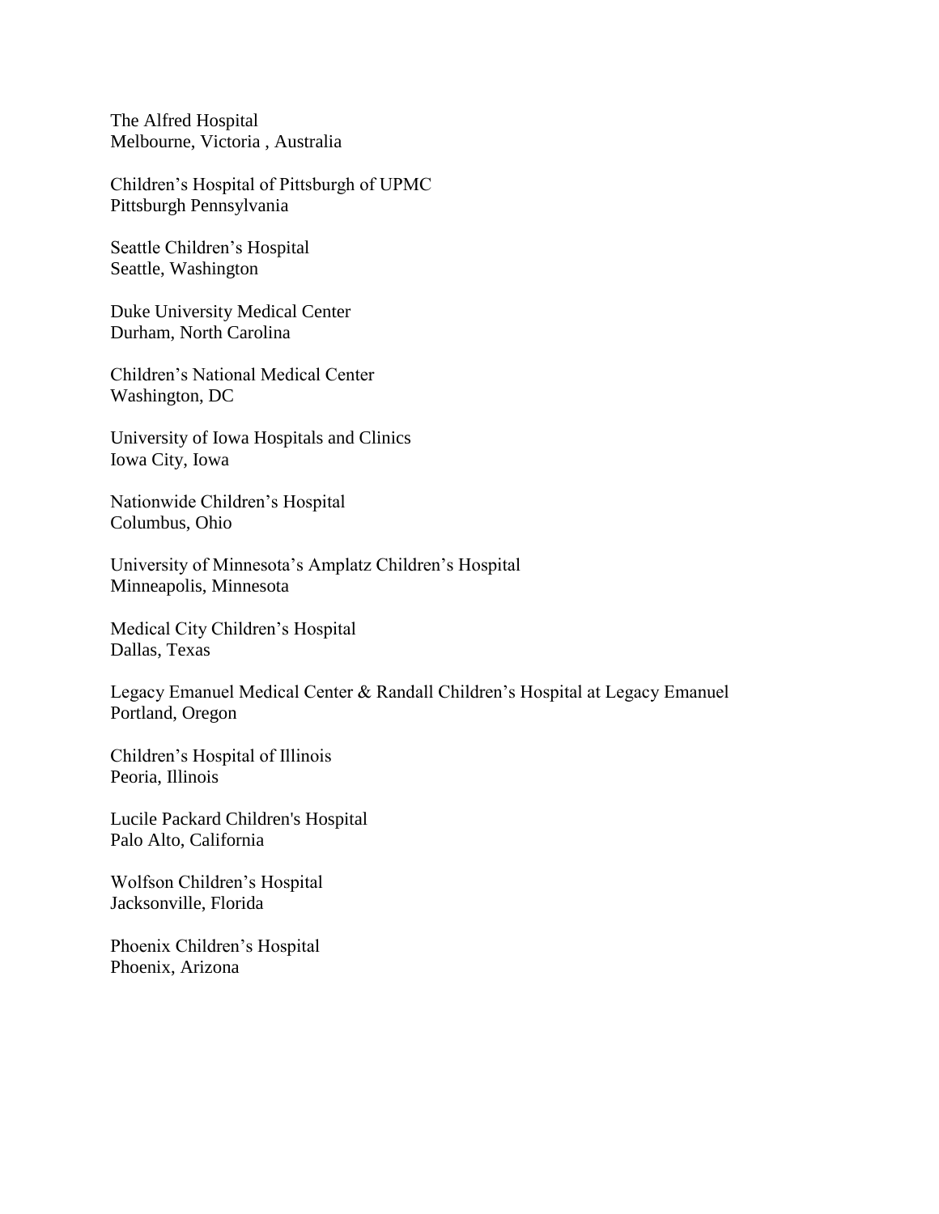The Alfred Hospital
Melbourne, Victoria , Australia

Children's Hospital of Pittsburgh of UPMC
Pittsburgh Pennsylvania

Seattle Children's Hospital
Seattle, Washington

Duke University Medical Center
Durham, North Carolina

Children's National Medical Center
Washington, DC

University of Iowa Hospitals and Clinics
Iowa City, Iowa

Nationwide Children's Hospital
Columbus, Ohio

University of Minnesota's Amplatz Children's Hospital
Minneapolis, Minnesota

Medical City Children's Hospital
Dallas, Texas

Legacy Emanuel Medical Center & Randall Children's Hospital at Legacy Emanuel
Portland, Oregon

Children's Hospital of Illinois
Peoria, Illinois

Lucile Packard Children's Hospital
Palo Alto, California

Wolfson Children's Hospital
Jacksonville, Florida

Phoenix Children's Hospital
Phoenix, Arizona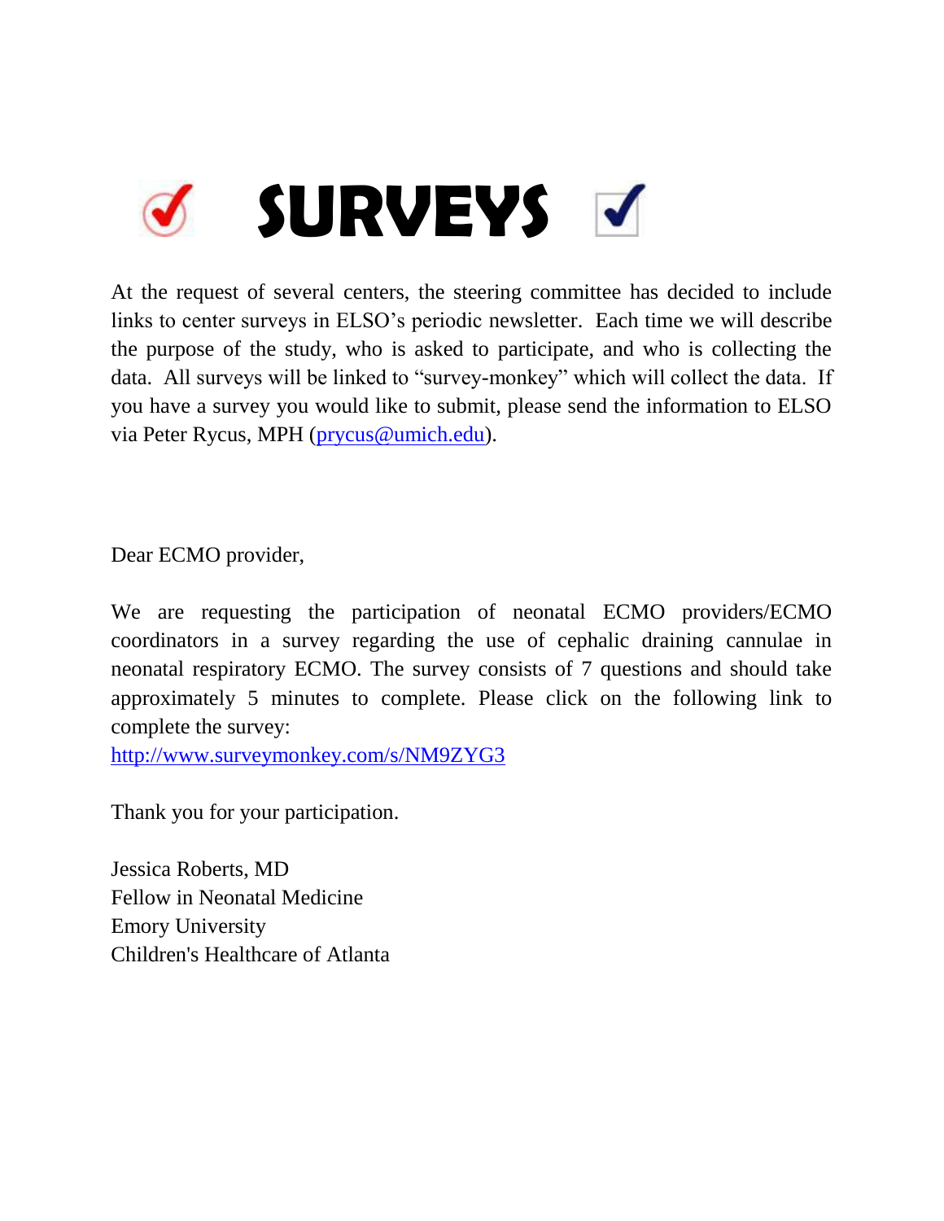# SURVEYS

At the request of several centers, the steering committee has decided to include links to center surveys in ELSO's periodic newsletter. Each time we will describe the purpose of the study, who is asked to participate, and who is collecting the data. All surveys will be linked to "survey-monkey" which will collect the data. If you have a survey you would like to submit, please send the information to ELSO via Peter Rycus, MPH (prycus@umich.edu).

Dear ECMO provider,

We are requesting the participation of neonatal ECMO providers/ECMO coordinators in a survey regarding the use of cephalic draining cannulae in neonatal respiratory ECMO. The survey consists of 7 questions and should take approximately 5 minutes to complete. Please click on the following link to complete the survey:
http://www.surveymonkey.com/s/NM9ZYG3

Thank you for your participation.

Jessica Roberts, MD
Fellow in Neonatal Medicine
Emory University
Children's Healthcare of Atlanta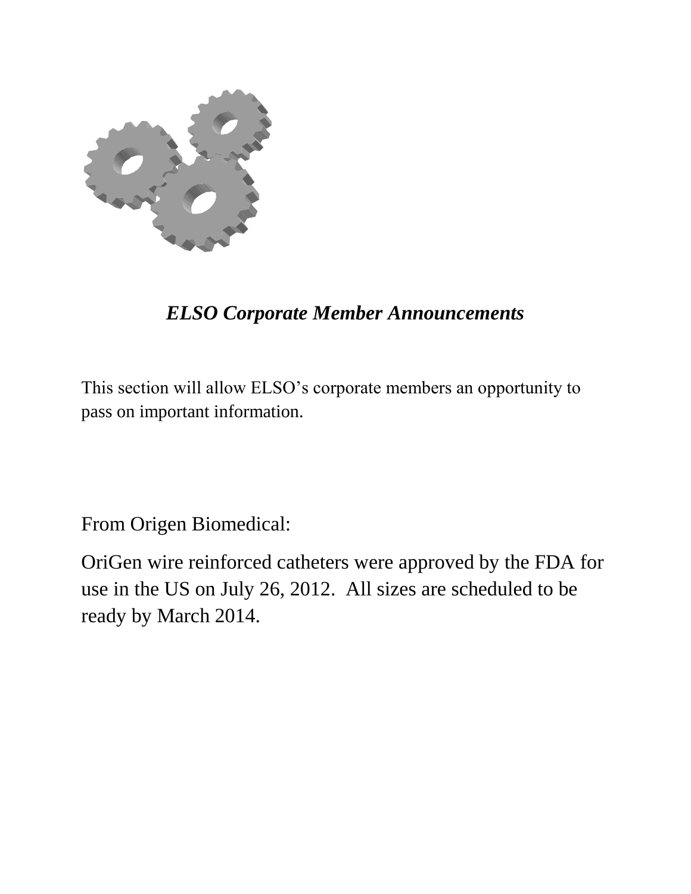## *ELSO Corporate Member Announcements*

This section will allow ELSO's corporate members an opportunity to pass on important information.

From Origen Biomedical:

OriGen wire reinforced catheters were approved by the FDA for use in the US on July 26, 2012. All sizes are scheduled to be ready by March 2014.